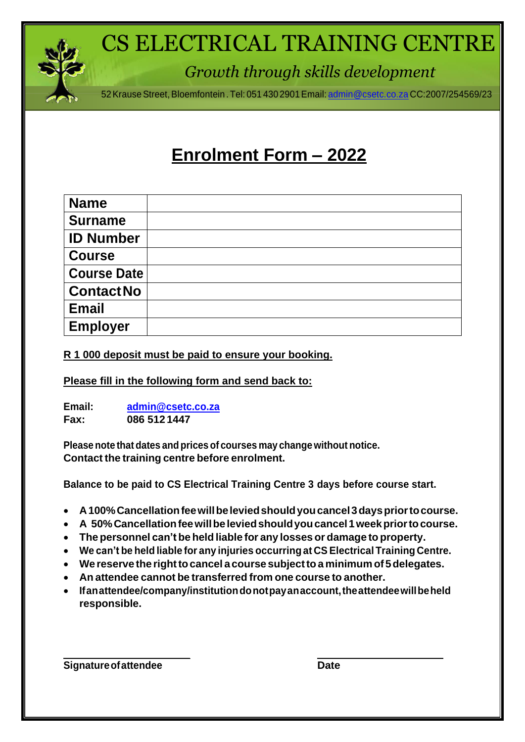# CS ELECTRICAL TRAINING CENTRE

*Growth through skills development*

52 Krause Street, Bloemfontein . Tel: 051 430 2901 Email: admin@csetc.co.za CC:2007/254569/23

## Enrolment Form – 2022

| **Name** | |
|---|---|
| **Surname** | |
| **ID Number** | |
| **Course** | |
| **Course Date** | |
| **Contact No** | |
| **Email** | |
| **Employer** | |

**R 1 000 deposit must be paid to ensure your booking.**

**Please fill in the following form and send back to:**

**Email:** **admin@csetc.co.za**
**Fax:** **086 512 1447**

**Please note that dates and prices of courses may change without notice.**
**Contact the training centre before enrolment.**

**Balance to be paid to CS Electrical Training Centre 3 days before course start.**

- **A 100% Cancellation fee will be levied should you cancel 3 days prior to course.**
- **A 50% Cancellation fee will be levied should you cancel 1 week prior to course.**
- **The personnel can't be held liable for any losses or damage to property.**
- **We can't be held liable for any injuries occurring at CS Electrical Training Centre.**
- **We reserve the right to cancel a course subject to a minimum of 5 delegates.**
- **An attendee cannot be transferred from one course to another.**
- **If an attendee/company/institution do not pay an account, the attendee will be held responsible.**

**Signature of attendee** **Date**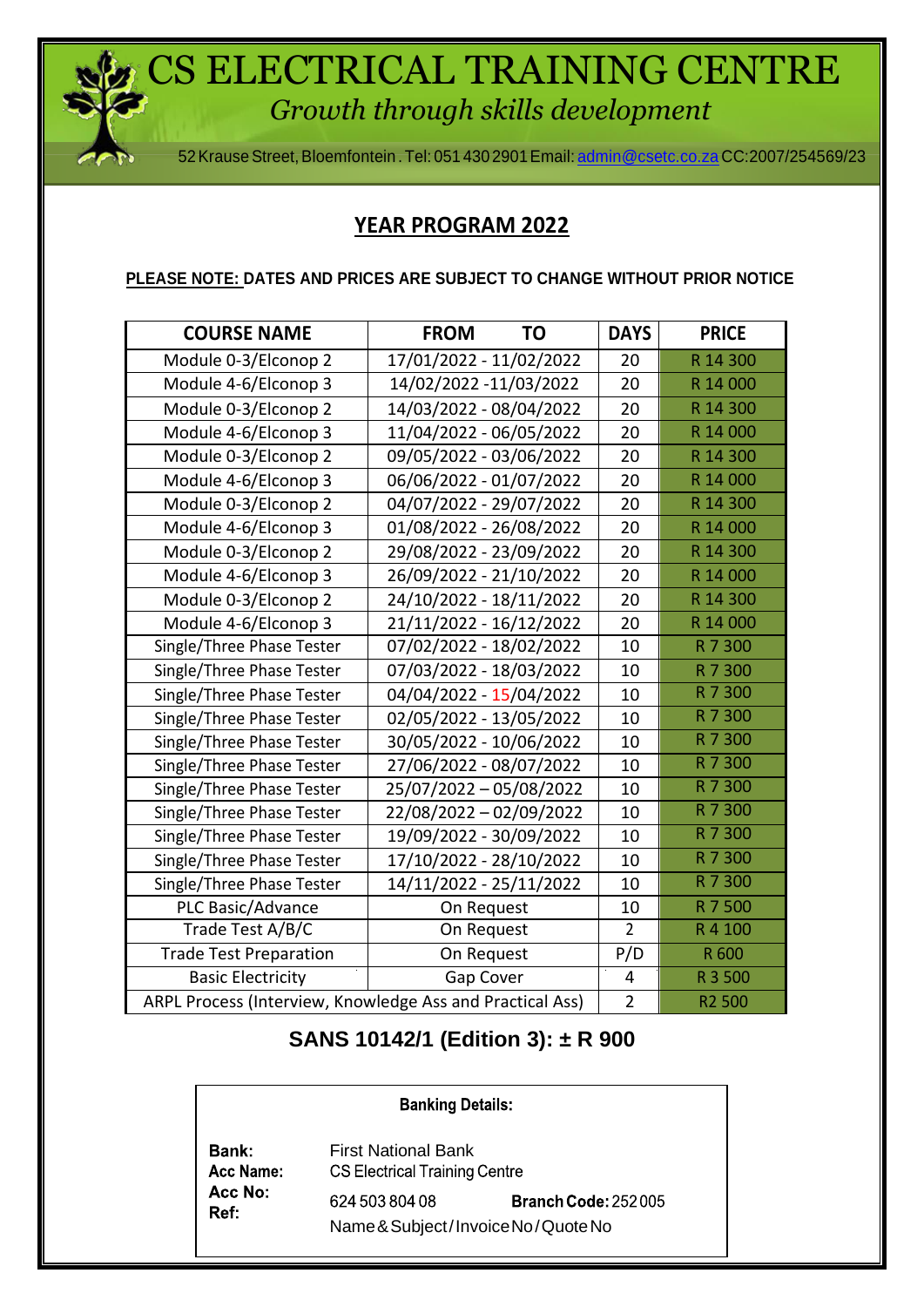# CS ELECTRICAL TRAINING CENTRE

*Growth through skills development*

52 Krause Street, Bloemfontein . Tel: 051 430 2901 Email: admin@csetc.co.za CC:2007/254569/23

## YEAR PROGRAM 2022

**PLEASE NOTE: DATES AND PRICES ARE SUBJECT TO CHANGE WITHOUT PRIOR NOTICE**

| COURSE NAME | FROM TO | DAYS | PRICE |
|---|---|---|---|
| Module 0-3/Elconop 2 | 17/01/2022 - 11/02/2022 | 20 | R 14 300 |
| Module 4-6/Elconop 3 | 14/02/2022 -11/03/2022 | 20 | R 14 000 |
| Module 0-3/Elconop 2 | 14/03/2022 - 08/04/2022 | 20 | R 14 300 |
| Module 4-6/Elconop 3 | 11/04/2022 - 06/05/2022 | 20 | R 14 000 |
| Module 0-3/Elconop 2 | 09/05/2022 - 03/06/2022 | 20 | R 14 300 |
| Module 4-6/Elconop 3 | 06/06/2022 - 01/07/2022 | 20 | R 14 000 |
| Module 0-3/Elconop 2 | 04/07/2022 - 29/07/2022 | 20 | R 14 300 |
| Module 4-6/Elconop 3 | 01/08/2022 - 26/08/2022 | 20 | R 14 000 |
| Module 0-3/Elconop 2 | 29/08/2022 - 23/09/2022 | 20 | R 14 300 |
| Module 4-6/Elconop 3 | 26/09/2022 - 21/10/2022 | 20 | R 14 000 |
| Module 0-3/Elconop 2 | 24/10/2022 - 18/11/2022 | 20 | R 14 300 |
| Module 4-6/Elconop 3 | 21/11/2022 - 16/12/2022 | 20 | R 14 000 |
| Single/Three Phase Tester | 07/02/2022 - 18/02/2022 | 10 | R 7 300 |
| Single/Three Phase Tester | 07/03/2022 - 18/03/2022 | 10 | R 7 300 |
| Single/Three Phase Tester | 04/04/2022 - 15/04/2022 | 10 | R 7 300 |
| Single/Three Phase Tester | 02/05/2022 - 13/05/2022 | 10 | R 7 300 |
| Single/Three Phase Tester | 30/05/2022 - 10/06/2022 | 10 | R 7 300 |
| Single/Three Phase Tester | 27/06/2022 - 08/07/2022 | 10 | R 7 300 |
| Single/Three Phase Tester | 25/07/2022 – 05/08/2022 | 10 | R 7 300 |
| Single/Three Phase Tester | 22/08/2022 – 02/09/2022 | 10 | R 7 300 |
| Single/Three Phase Tester | 19/09/2022 - 30/09/2022 | 10 | R 7 300 |
| Single/Three Phase Tester | 17/10/2022 - 28/10/2022 | 10 | R 7 300 |
| Single/Three Phase Tester | 14/11/2022 - 25/11/2022 | 10 | R 7 300 |
| PLC Basic/Advance | On Request | 10 | R 7 500 |
| Trade Test A/B/C | On Request | 2 | R 4 100 |
| Trade Test Preparation | On Request | P/D | R 600 |
| Basic Electricity | Gap Cover | 4 | R 3 500 |
| ARPL Process (Interview, Knowledge Ass and Practical Ass) | | 2 | R2 500 |

**SANS 10142/1 (Edition 3): ± R 900**

**Banking Details:**

**Bank:** First National Bank
**Acc Name:** CS Electrical Training Centre
**Acc No:** 624 503 804 08 **Branch Code:** 252 005
**Ref:** Name & Subject/Invoice No/Quote No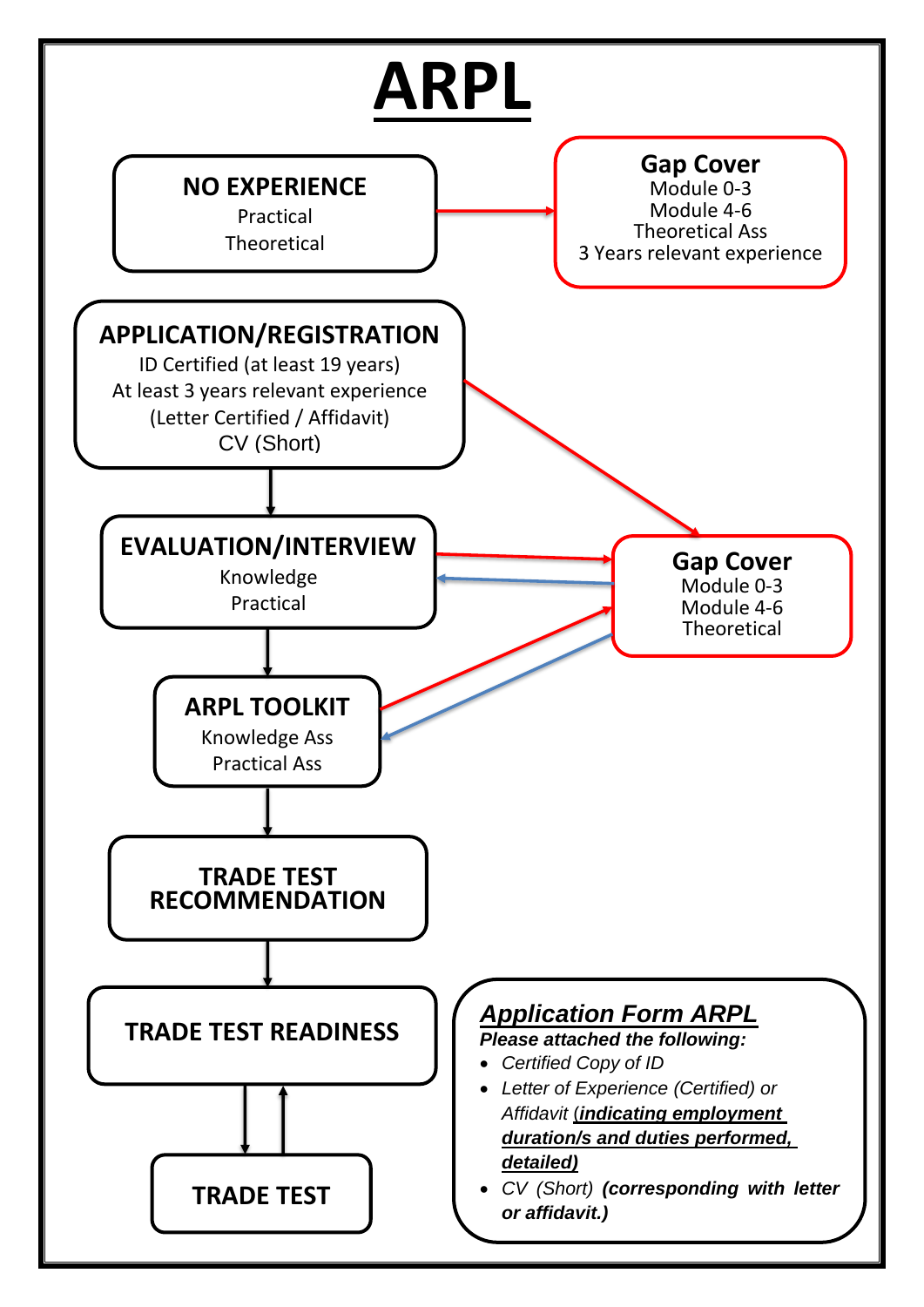# ARPL

**NO EXPERIENCE**
Practical
Theoretical

**Gap Cover**
Module 0-3
Module 4-6
Theoretical Ass
3 Years relevant experience

**APPLICATION/REGISTRATION**
ID Certified (at least 19 years)
At least 3 years relevant experience
(Letter Certified / Affidavit)
CV (Short)

**EVALUATION/INTERVIEW**
Knowledge
Practical

**Gap Cover**
Module 0-3
Module 4-6
Theoretical

**ARPL TOOLKIT**
Knowledge Ass
Practical Ass

**TRADE TEST RECOMMENDATION**

**TRADE TEST READINESS**

**TRADE TEST**

***Application Form ARPL***

***Please attached the following:***

- *Certified Copy of ID*
- *Letter of Experience (Certified) or Affidavit (**indicating employment duration/s and duties performed, detailed)***
- *CV (Short) **(corresponding with letter or affidavit.)***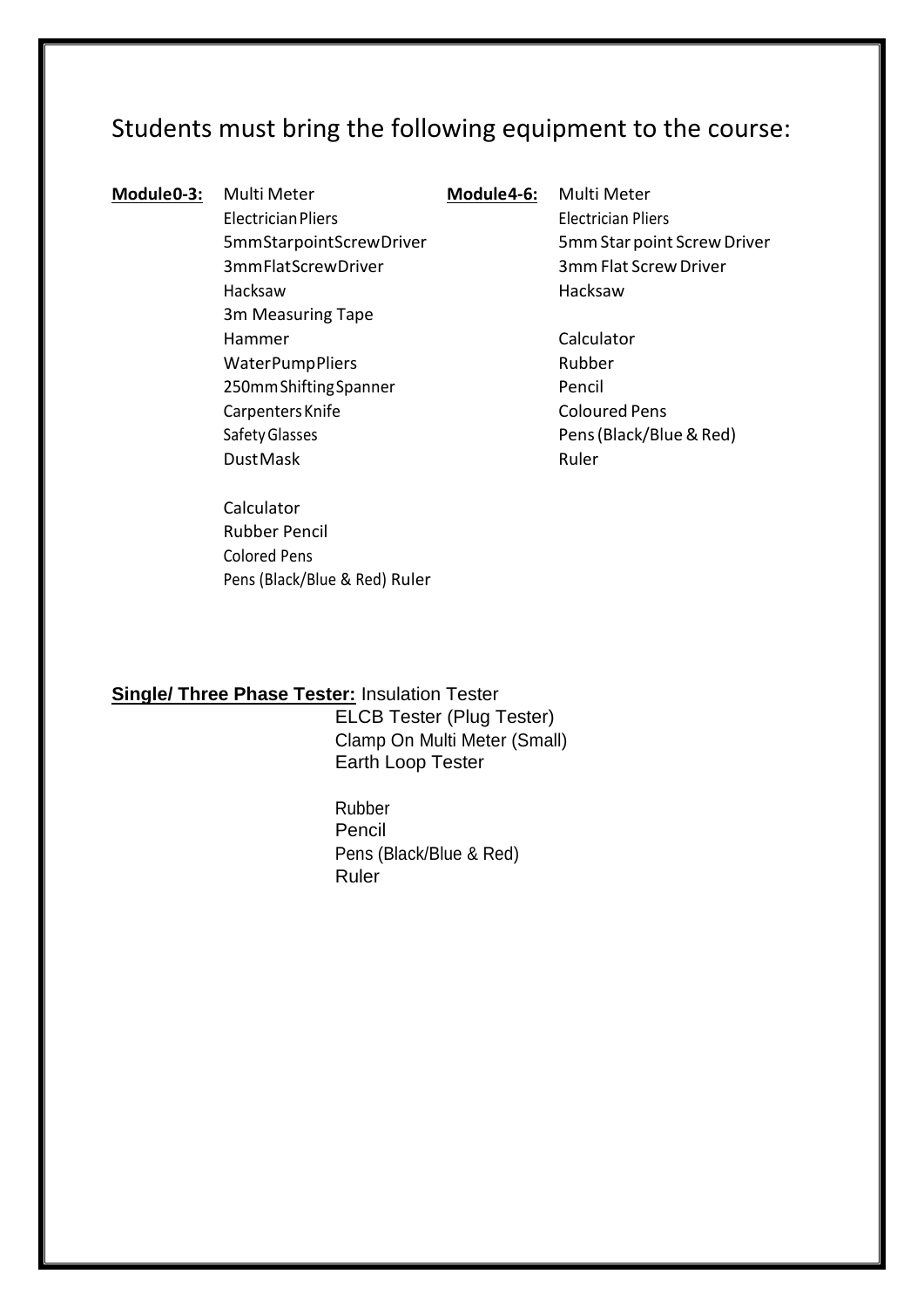## Students must bring the following equipment to the course:

**Module0-3:**

- Multi Meter
- ElectricianPliers
- 5mmStarpointScrewDriver
- 3mmFlatScrewDriver
- Hacksaw
- 3m Measuring Tape
- Hammer
- WaterPumpPliers
- 250mmShiftingSpanner
- CarpentersKnife
- SafetyGlasses
- DustMask

- Calculator
- Rubber Pencil
- Colored Pens
- Pens (Black/Blue & Red) Ruler

**Module4-6:**

- Multi Meter
- Electrician Pliers
- 5mm Star point Screw Driver
- 3mm Flat Screw Driver
- Hacksaw

- Calculator
- Rubber
- Pencil
- Coloured Pens
- Pens (Black/Blue & Red)
- Ruler

**Single/ Three Phase Tester:**

- Insulation Tester
- ELCB Tester (Plug Tester)
- Clamp On Multi Meter (Small)
- Earth Loop Tester

- Rubber
- Pencil
- Pens (Black/Blue & Red)
- Ruler